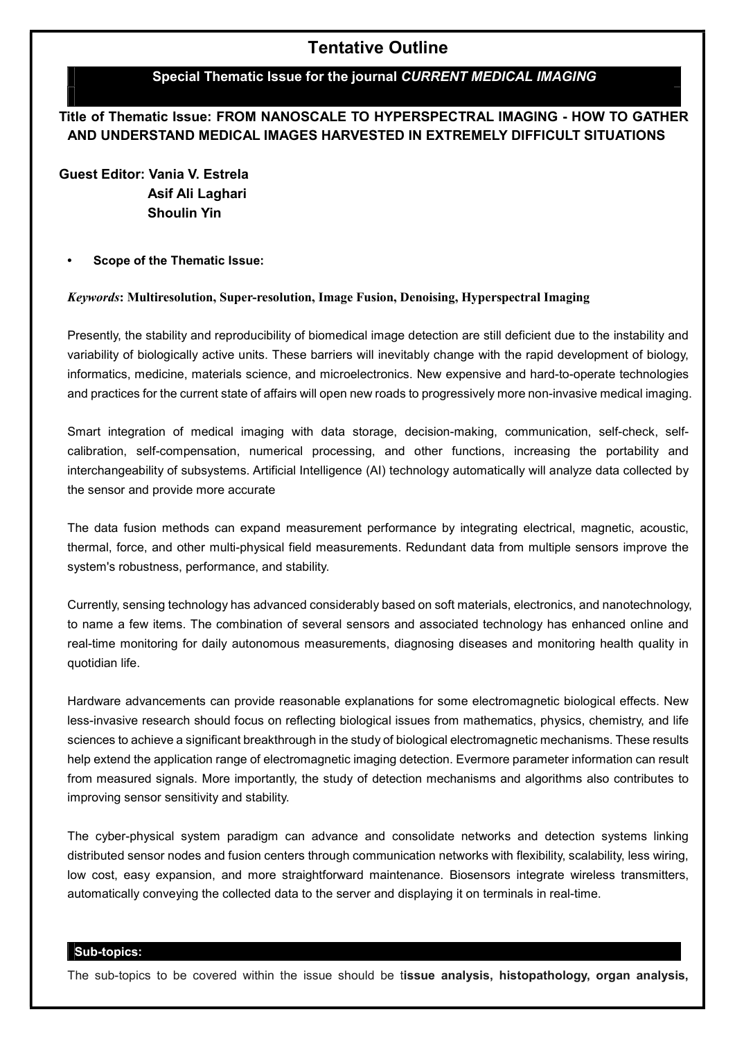# Tentative Outline

## Special Thematic Issue for the journal *CURRENT MEDICAL IMAGING*

**Title of Thematic Issue: FROM NANOSCALE TO HYPERSPECTRAL IMAGING - HOW TO GATHER AND UNDERSTAND MEDICAL IMAGES HARVESTED IN EXTREMELY DIFFICULT SITUATIONS**

**Guest Editor: Vania V. Estrela**
**Asif Ali Laghari**
**Shoulin Yin**

- **Scope of the Thematic Issue:**

***Keywords*: Multiresolution, Super-resolution, Image Fusion, Denoising, Hyperspectral Imaging**

Presently, the stability and reproducibility of biomedical image detection are still deficient due to the instability and variability of biologically active units. These barriers will inevitably change with the rapid development of biology, informatics, medicine, materials science, and microelectronics. New expensive and hard-to-operate technologies and practices for the current state of affairs will open new roads to progressively more non-invasive medical imaging.

Smart integration of medical imaging with data storage, decision-making, communication, self-check, self-calibration, self-compensation, numerical processing, and other functions, increasing the portability and interchangeability of subsystems. Artificial Intelligence (AI) technology automatically will analyze data collected by the sensor and provide more accurate

The data fusion methods can expand measurement performance by integrating electrical, magnetic, acoustic, thermal, force, and other multi-physical field measurements. Redundant data from multiple sensors improve the system's robustness, performance, and stability.

Currently, sensing technology has advanced considerably based on soft materials, electronics, and nanotechnology, to name a few items. The combination of several sensors and associated technology has enhanced online and real-time monitoring for daily autonomous measurements, diagnosing diseases and monitoring health quality in quotidian life.

Hardware advancements can provide reasonable explanations for some electromagnetic biological effects. New less-invasive research should focus on reflecting biological issues from mathematics, physics, chemistry, and life sciences to achieve a significant breakthrough in the study of biological electromagnetic mechanisms. These results help extend the application range of electromagnetic imaging detection. Evermore parameter information can result from measured signals. More importantly, the study of detection mechanisms and algorithms also contributes to improving sensor sensitivity and stability.

The cyber-physical system paradigm can advance and consolidate networks and detection systems linking distributed sensor nodes and fusion centers through communication networks with flexibility, scalability, less wiring, low cost, easy expansion, and more straightforward maintenance. Biosensors integrate wireless transmitters, automatically conveying the collected data to the server and displaying it on terminals in real-time.

## Sub-topics:

The sub-topics to be covered within the issue should be t**issue analysis, histopathology, organ analysis,**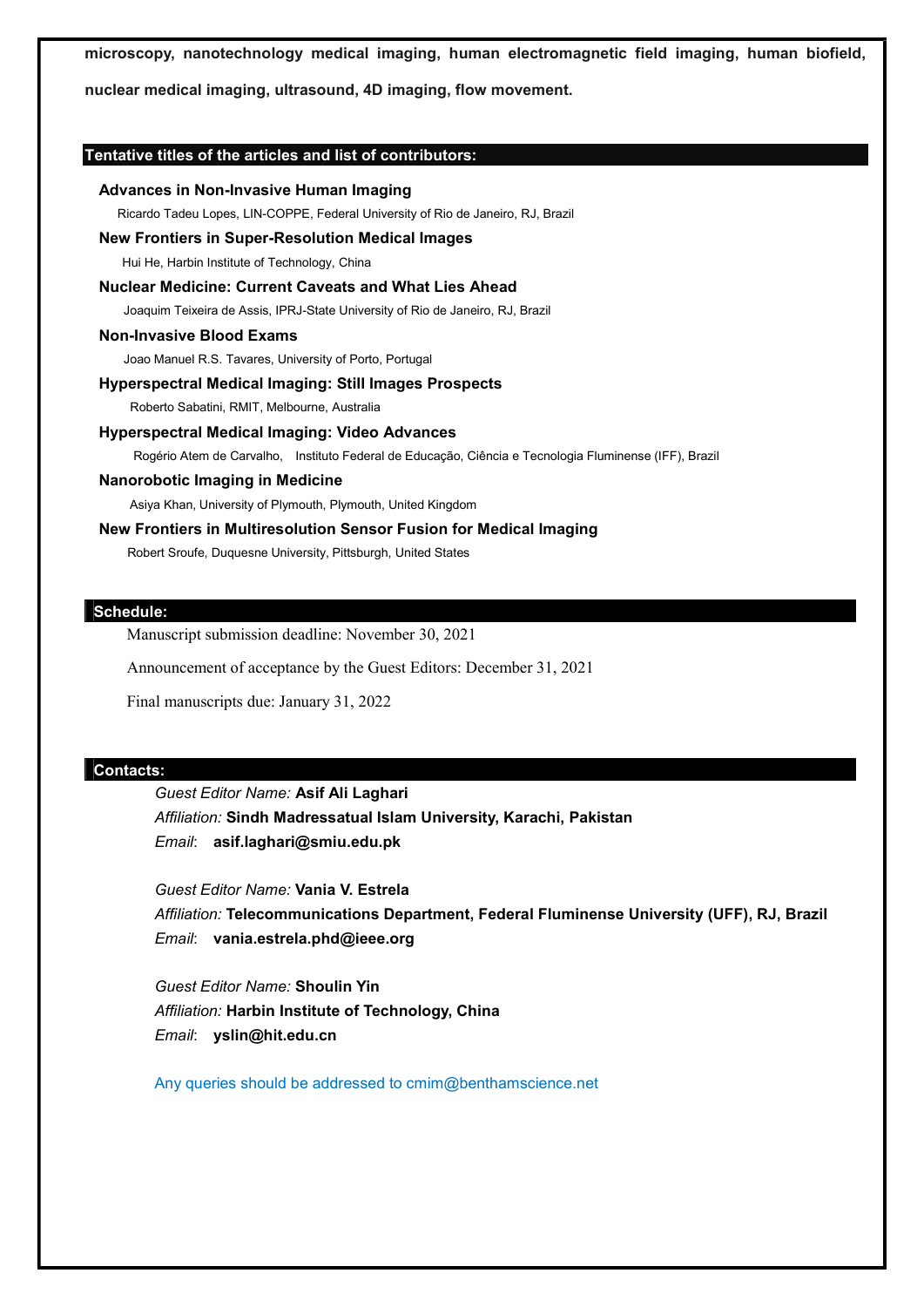**microscopy, nanotechnology medical imaging, human electromagnetic field imaging, human biofield, nuclear medical imaging, ultrasound, 4D imaging, flow movement.**

## Tentative titles of the articles and list of contributors:

**Advances in Non-Invasive Human Imaging**
Ricardo Tadeu Lopes, LIN-COPPE, Federal University of Rio de Janeiro, RJ, Brazil

**New Frontiers in Super-Resolution Medical Images**
Hui He, Harbin Institute of Technology, China

**Nuclear Medicine: Current Caveats and What Lies Ahead**
Joaquim Teixeira de Assis, IPRJ-State University of Rio de Janeiro, RJ, Brazil

**Non-Invasive Blood Exams**
Joao Manuel R.S. Tavares, University of Porto, Portugal

**Hyperspectral Medical Imaging: Still Images Prospects**
Roberto Sabatini, RMIT, Melbourne, Australia

**Hyperspectral Medical Imaging: Video Advances**
Rogério Atem de Carvalho, Instituto Federal de Educação, Ciência e Tecnologia Fluminense (IFF), Brazil

**Nanorobotic Imaging in Medicine**
Asiya Khan, University of Plymouth, Plymouth, United Kingdom

**New Frontiers in Multiresolution Sensor Fusion for Medical Imaging**
Robert Sroufe, Duquesne University, Pittsburgh, United States

## Schedule:

Manuscript submission deadline: November 30, 2021

Announcement of acceptance by the Guest Editors: December 31, 2021

Final manuscripts due: January 31, 2022

## Contacts:

*Guest Editor Name:* **Asif Ali Laghari**
*Affiliation:* **Sindh Madressatual Islam University, Karachi, Pakistan**
*Email*: **asif.laghari@smiu.edu.pk**

*Guest Editor Name:* **Vania V. Estrela**
*Affiliation:* **Telecommunications Department, Federal Fluminense University (UFF), RJ, Brazil**
*Email*: **vania.estrela.phd@ieee.org**

*Guest Editor Name:* **Shoulin Yin**
*Affiliation:* **Harbin Institute of Technology, China**
*Email*: **yslin@hit.edu.cn**

Any queries should be addressed to cmim@benthamscience.net